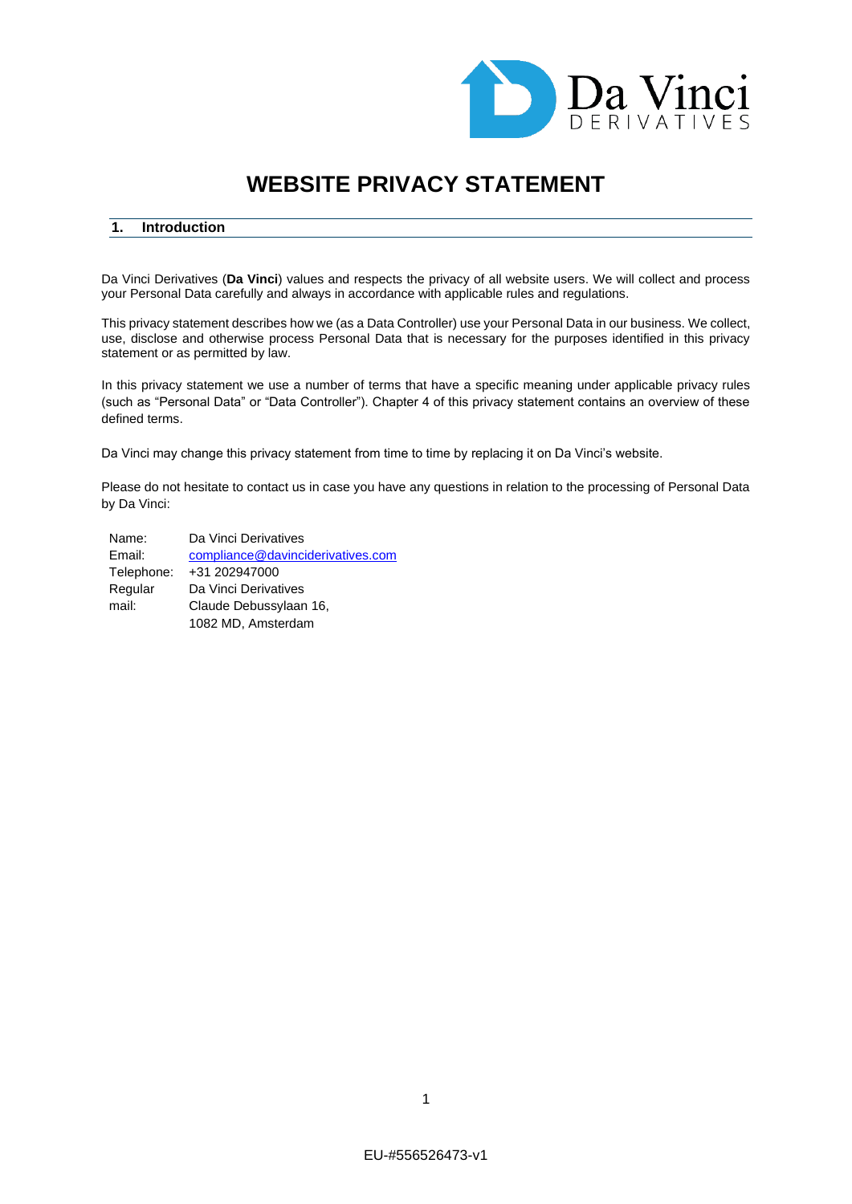# WEBSITE PRIVACY STATEMENT

## 1. Introduction

Da Vinci Derivatives (**Da Vinci**) values and respects the privacy of all website users. We will collect and process your Personal Data carefully and always in accordance with applicable rules and regulations.

This privacy statement describes how we (as a Data Controller) use your Personal Data in our business. We collect, use, disclose and otherwise process Personal Data that is necessary for the purposes identified in this privacy statement or as permitted by law.

In this privacy statement we use a number of terms that have a specific meaning under applicable privacy rules (such as "Personal Data" or "Data Controller"). Chapter 4 of this privacy statement contains an overview of these defined terms.

Da Vinci may change this privacy statement from time to time by replacing it on Da Vinci's website.

Please do not hesitate to contact us in case you have any questions in relation to the processing of Personal Data by Da Vinci:

| | |
|---|---|
| Name: | Da Vinci Derivatives |
| Email: | compliance@davinciderivatives.com |
| Telephone: | +31 202947000 |
| Regular mail: | Da Vinci Derivatives<br>Claude Debussylaan 16,<br>1082 MD, Amsterdam |

EU-#556526473-v1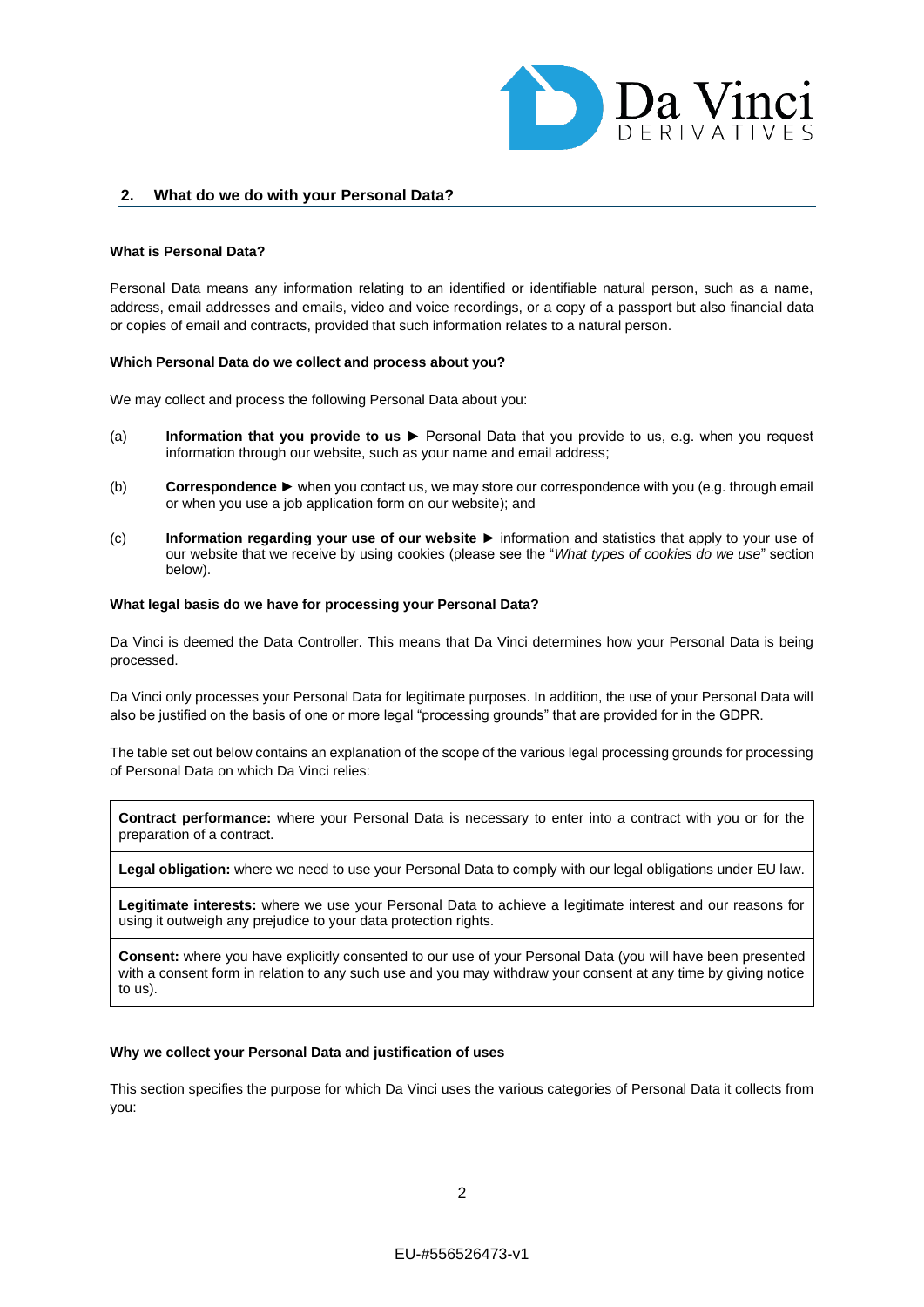## 2. What do we do with your Personal Data?

**What is Personal Data?**

Personal Data means any information relating to an identified or identifiable natural person, such as a name, address, email addresses and emails, video and voice recordings, or a copy of a passport but also financial data or copies of email and contracts, provided that such information relates to a natural person.

**Which Personal Data do we collect and process about you?**

We may collect and process the following Personal Data about you:

(a) **Information that you provide to us** ► Personal Data that you provide to us, e.g. when you request information through our website, such as your name and email address;

(b) **Correspondence** ► when you contact us, we may store our correspondence with you (e.g. through email or when you use a job application form on our website); and

(c) **Information regarding your use of our website** ► information and statistics that apply to your use of our website that we receive by using cookies (please see the "*What types of cookies do we use*" section below).

**What legal basis do we have for processing your Personal Data?**

Da Vinci is deemed the Data Controller. This means that Da Vinci determines how your Personal Data is being processed.

Da Vinci only processes your Personal Data for legitimate purposes. In addition, the use of your Personal Data will also be justified on the basis of one or more legal "processing grounds" that are provided for in the GDPR.

The table set out below contains an explanation of the scope of the various legal processing grounds for processing of Personal Data on which Da Vinci relies:

| |
|---|
| **Contract performance:** where your Personal Data is necessary to enter into a contract with you or for the preparation of a contract. |
| **Legal obligation:** where we need to use your Personal Data to comply with our legal obligations under EU law. |
| **Legitimate interests:** where we use your Personal Data to achieve a legitimate interest and our reasons for using it outweigh any prejudice to your data protection rights. |
| **Consent:** where you have explicitly consented to our use of your Personal Data (you will have been presented with a consent form in relation to any such use and you may withdraw your consent at any time by giving notice to us). |

**Why we collect your Personal Data and justification of uses**

This section specifies the purpose for which Da Vinci uses the various categories of Personal Data it collects from you: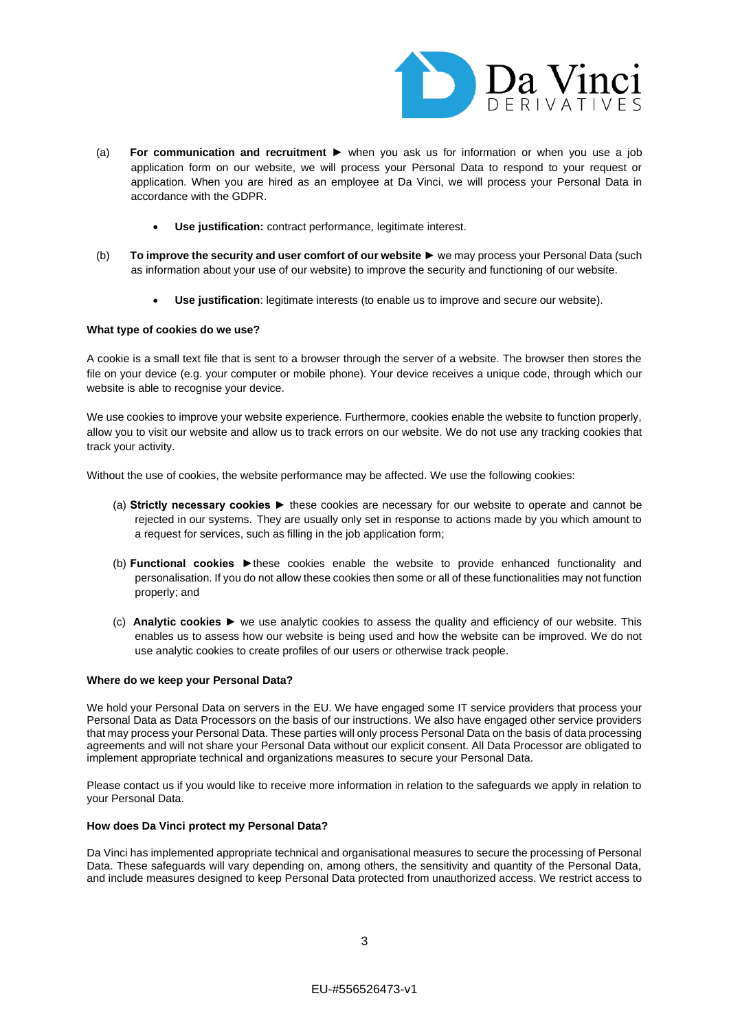(a) **For communication and recruitment ►** when you ask us for information or when you use a job application form on our website, we will process your Personal Data to respond to your request or application. When you are hired as an employee at Da Vinci, we will process your Personal Data in accordance with the GDPR.

- **Use justification:** contract performance, legitimate interest.

(b) **To improve the security and user comfort of our website ►** we may process your Personal Data (such as information about your use of our website) to improve the security and functioning of our website.

- **Use justification**: legitimate interests (to enable us to improve and secure our website).

**What type of cookies do we use?**

A cookie is a small text file that is sent to a browser through the server of a website. The browser then stores the file on your device (e.g. your computer or mobile phone). Your device receives a unique code, through which our website is able to recognise your device.

We use cookies to improve your website experience. Furthermore, cookies enable the website to function properly, allow you to visit our website and allow us to track errors on our website. We do not use any tracking cookies that track your activity.

Without the use of cookies, the website performance may be affected. We use the following cookies:

(a) **Strictly necessary cookies ►** these cookies are necessary for our website to operate and cannot be rejected in our systems. They are usually only set in response to actions made by you which amount to a request for services, such as filling in the job application form;

(b) **Functional cookies ►**these cookies enable the website to provide enhanced functionality and personalisation. If you do not allow these cookies then some or all of these functionalities may not function properly; and

(c) **Analytic cookies ►** we use analytic cookies to assess the quality and efficiency of our website. This enables us to assess how our website is being used and how the website can be improved. We do not use analytic cookies to create profiles of our users or otherwise track people.

**Where do we keep your Personal Data?**

We hold your Personal Data on servers in the EU. We have engaged some IT service providers that process your Personal Data as Data Processors on the basis of our instructions. We also have engaged other service providers that may process your Personal Data. These parties will only process Personal Data on the basis of data processing agreements and will not share your Personal Data without our explicit consent. All Data Processor are obligated to implement appropriate technical and organizations measures to secure your Personal Data.

Please contact us if you would like to receive more information in relation to the safeguards we apply in relation to your Personal Data.

**How does Da Vinci protect my Personal Data?**

Da Vinci has implemented appropriate technical and organisational measures to secure the processing of Personal Data. These safeguards will vary depending on, among others, the sensitivity and quantity of the Personal Data, and include measures designed to keep Personal Data protected from unauthorized access. We restrict access to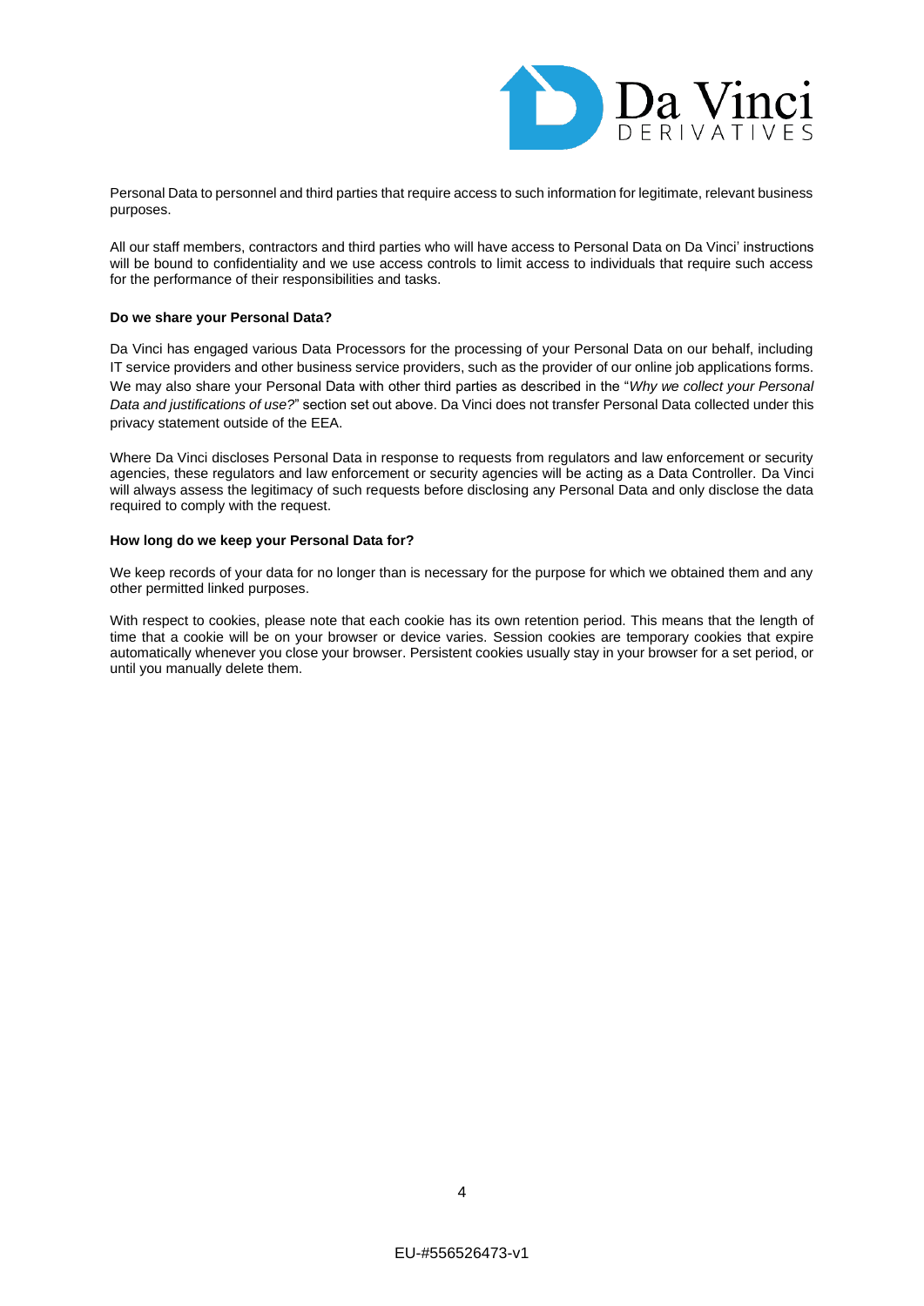Personal Data to personnel and third parties that require access to such information for legitimate, relevant business purposes.

All our staff members, contractors and third parties who will have access to Personal Data on Da Vinci' instructions will be bound to confidentiality and we use access controls to limit access to individuals that require such access for the performance of their responsibilities and tasks.

**Do we share your Personal Data?**

Da Vinci has engaged various Data Processors for the processing of your Personal Data on our behalf, including IT service providers and other business service providers, such as the provider of our online job applications forms. We may also share your Personal Data with other third parties as described in the "*Why we collect your Personal Data and justifications of use?*" section set out above. Da Vinci does not transfer Personal Data collected under this privacy statement outside of the EEA.

Where Da Vinci discloses Personal Data in response to requests from regulators and law enforcement or security agencies, these regulators and law enforcement or security agencies will be acting as a Data Controller. Da Vinci will always assess the legitimacy of such requests before disclosing any Personal Data and only disclose the data required to comply with the request.

**How long do we keep your Personal Data for?**

We keep records of your data for no longer than is necessary for the purpose for which we obtained them and any other permitted linked purposes.

With respect to cookies, please note that each cookie has its own retention period. This means that the length of time that a cookie will be on your browser or device varies. Session cookies are temporary cookies that expire automatically whenever you close your browser. Persistent cookies usually stay in your browser for a set period, or until you manually delete them.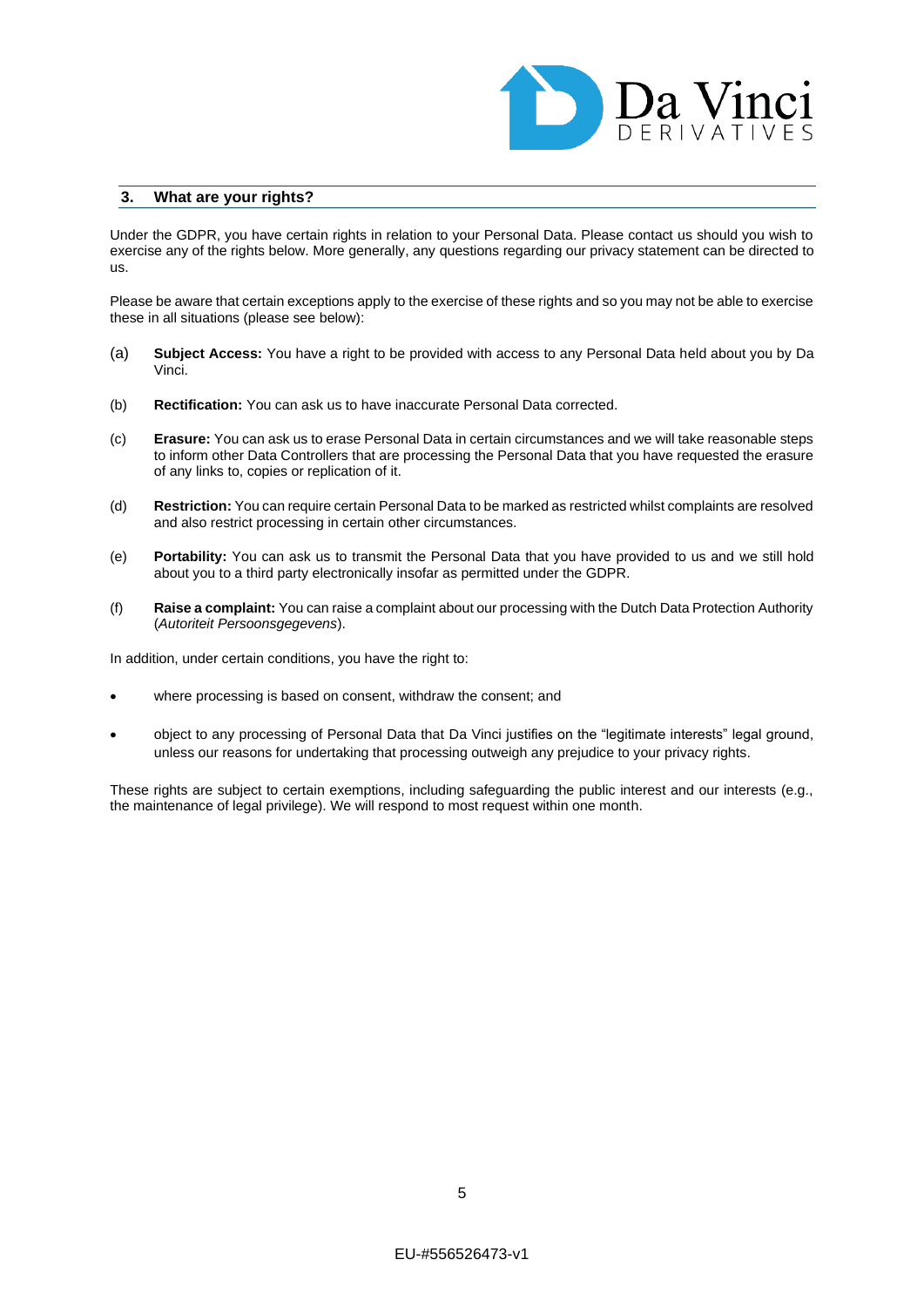## 3. What are your rights?

Under the GDPR, you have certain rights in relation to your Personal Data. Please contact us should you wish to exercise any of the rights below. More generally, any questions regarding our privacy statement can be directed to us.

Please be aware that certain exceptions apply to the exercise of these rights and so you may not be able to exercise these in all situations (please see below):

(a) **Subject Access:** You have a right to be provided with access to any Personal Data held about you by Da Vinci.

(b) **Rectification:** You can ask us to have inaccurate Personal Data corrected.

(c) **Erasure:** You can ask us to erase Personal Data in certain circumstances and we will take reasonable steps to inform other Data Controllers that are processing the Personal Data that you have requested the erasure of any links to, copies or replication of it.

(d) **Restriction:** You can require certain Personal Data to be marked as restricted whilst complaints are resolved and also restrict processing in certain other circumstances.

(e) **Portability:** You can ask us to transmit the Personal Data that you have provided to us and we still hold about you to a third party electronically insofar as permitted under the GDPR.

(f) **Raise a complaint:** You can raise a complaint about our processing with the Dutch Data Protection Authority (*Autoriteit Persoonsgegevens*).

In addition, under certain conditions, you have the right to:

- where processing is based on consent, withdraw the consent; and
- object to any processing of Personal Data that Da Vinci justifies on the "legitimate interests" legal ground, unless our reasons for undertaking that processing outweigh any prejudice to your privacy rights.

These rights are subject to certain exemptions, including safeguarding the public interest and our interests (e.g., the maintenance of legal privilege). We will respond to most request within one month.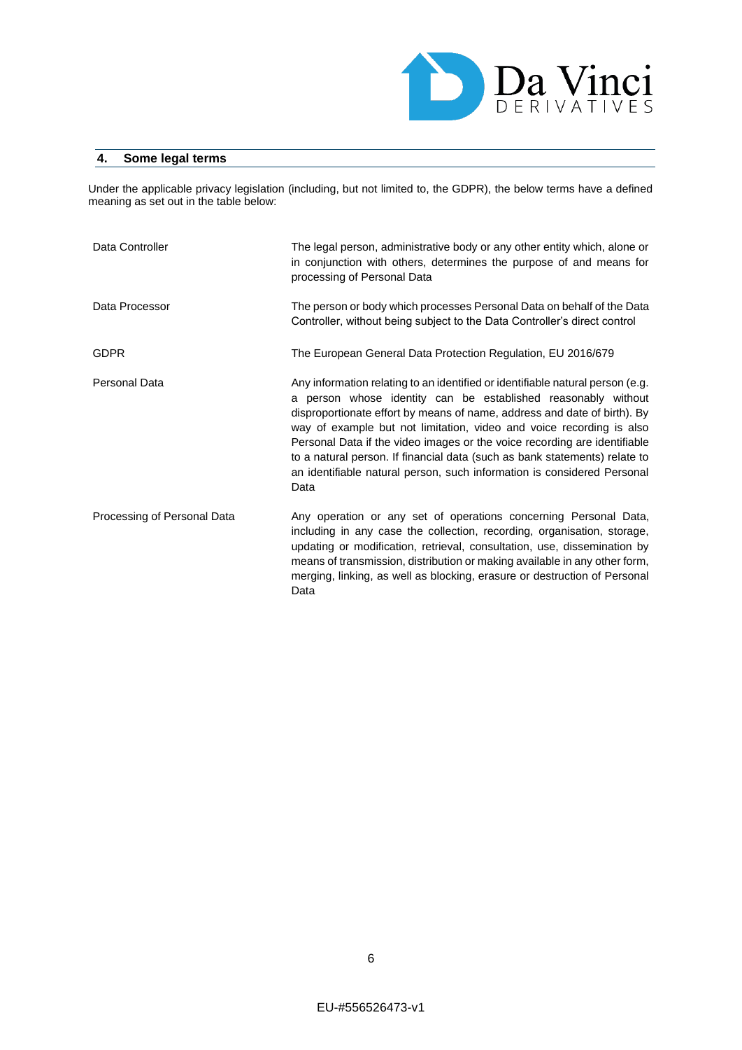## 4. Some legal terms

Under the applicable privacy legislation (including, but not limited to, the GDPR), the below terms have a defined meaning as set out in the table below:

| | |
|---|---|
| Data Controller | The legal person, administrative body or any other entity which, alone or in conjunction with others, determines the purpose of and means for processing of Personal Data |
| Data Processor | The person or body which processes Personal Data on behalf of the Data Controller, without being subject to the Data Controller's direct control |
| GDPR | The European General Data Protection Regulation, EU 2016/679 |
| Personal Data | Any information relating to an identified or identifiable natural person (e.g. a person whose identity can be established reasonably without disproportionate effort by means of name, address and date of birth). By way of example but not limitation, video and voice recording is also Personal Data if the video images or the voice recording are identifiable to a natural person. If financial data (such as bank statements) relate to an identifiable natural person, such information is considered Personal Data |
| Processing of Personal Data | Any operation or any set of operations concerning Personal Data, including in any case the collection, recording, organisation, storage, updating or modification, retrieval, consultation, use, dissemination by means of transmission, distribution or making available in any other form, merging, linking, as well as blocking, erasure or destruction of Personal Data |

EU-#556526473-v1